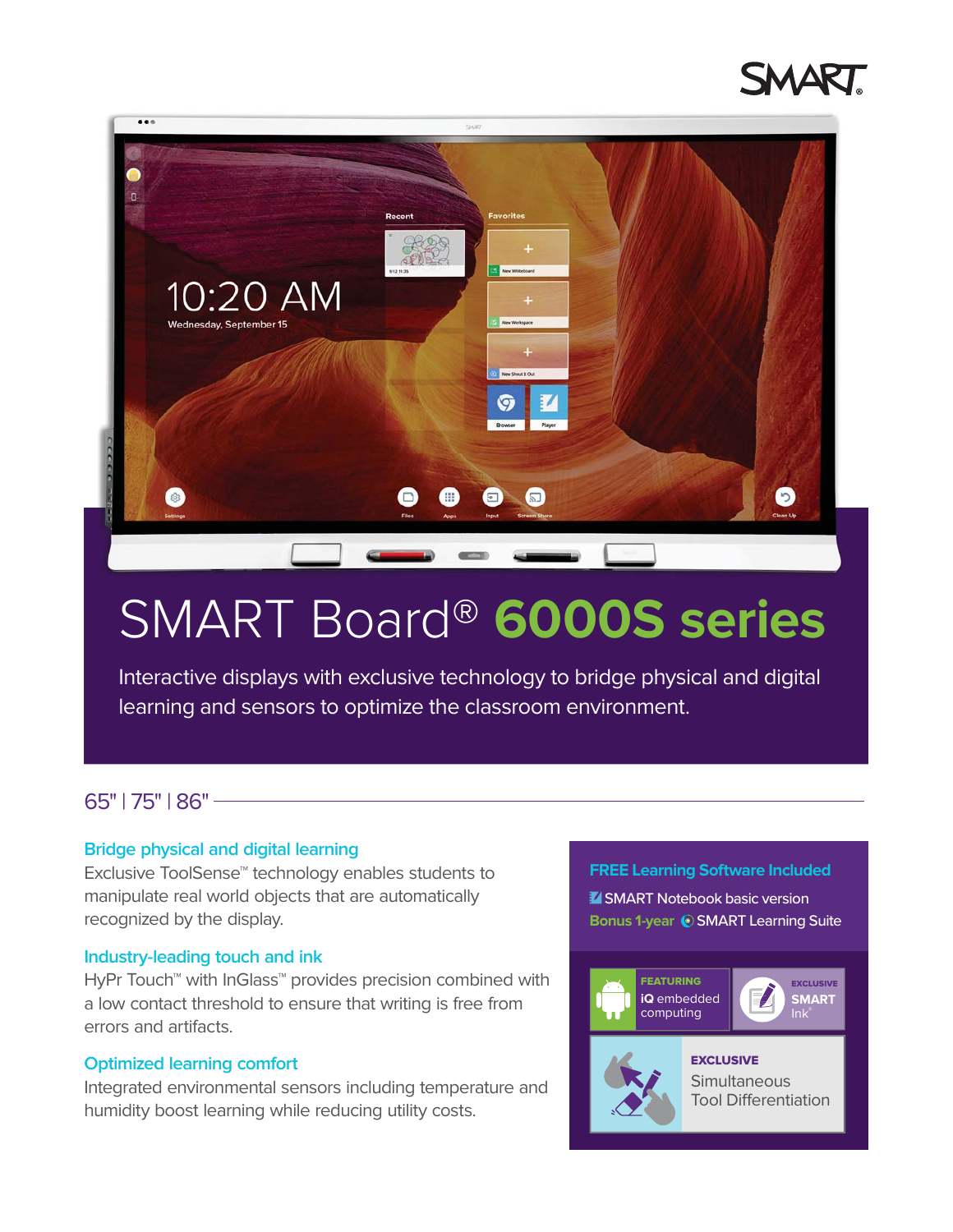# SMART Board® 6000S series

Interactive displays with exclusive technology to bridge physical and digital learning and sensors to optimize the classroom environment.

65" | 75" | 86"

### Bridge physical and digital learning

Exclusive ToolSense™ technology enables students to manipulate real world objects that are automatically recognized by the display.

### Industry-leading touch and ink

HyPr Touch™ with InGlass™ provides precision combined with a low contact threshold to ensure that writing is free from errors and artifacts.

### Optimized learning comfort

Integrated environmental sensors including temperature and humidity boost learning while reducing utility costs.

### FREE Learning Software Included

- SMART Notebook basic version
- Bonus 1-year SMART Learning Suite

**FEATURING** iQ embedded computing

**EXCLUSIVE** SMART Ink®

**EXCLUSIVE** Simultaneous Tool Differentiation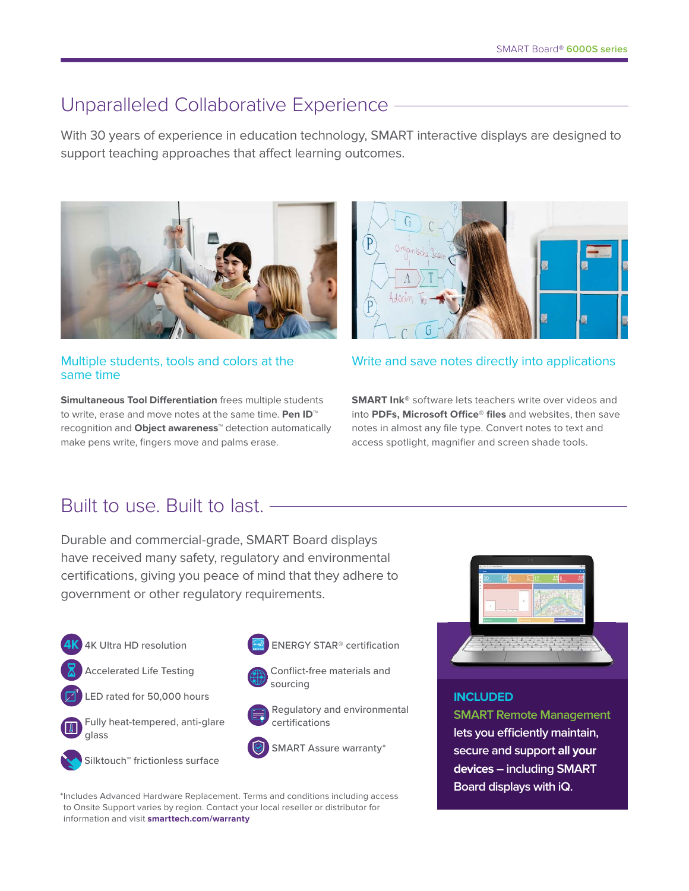## Unparalleled Collaborative Experience

With 30 years of experience in education technology, SMART interactive displays are designed to support teaching approaches that affect learning outcomes.

### Multiple students, tools and colors at the same time

**Simultaneous Tool Differentiation** frees multiple students to write, erase and move notes at the same time. **Pen ID**™ recognition and **Object awareness**™ detection automatically make pens write, fingers move and palms erase.

### Write and save notes directly into applications

**SMART Ink**® software lets teachers write over videos and into **PDFs, Microsoft Office**® **files** and websites, then save notes in almost any file type. Convert notes to text and access spotlight, magnifier and screen shade tools.

## Built to use. Built to last.

Durable and commercial-grade, SMART Board displays have received many safety, regulatory and environmental certifications, giving you peace of mind that they adhere to government or other regulatory requirements.

- 4K Ultra HD resolution
- Accelerated Life Testing
- LED rated for 50,000 hours
- Fully heat-tempered, anti-glare glass
- Silktouch™ frictionless surface
- ENERGY STAR® certification
- Conflict-free materials and sourcing
- Regulatory and environmental certifications
- SMART Assure warranty*

*Includes Advanced Hardware Replacement. Terms and conditions including access to Onsite Support varies by region. Contact your local reseller or distributor for information and visit **smarttech.com/warranty**

**INCLUDED**

**SMART Remote Management lets you efficiently maintain, secure and support all your devices – including SMART Board displays with iQ.**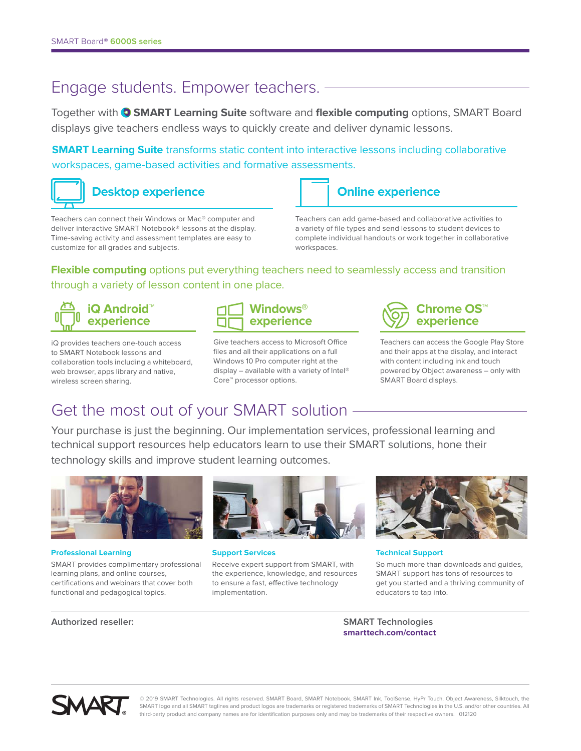# Engage students. Empower teachers.

Together with **SMART Learning Suite** software and **flexible computing** options, SMART Board displays give teachers endless ways to quickly create and deliver dynamic lessons.

**SMART Learning Suite** transforms static content into interactive lessons including collaborative workspaces, game-based activities and formative assessments.

### Desktop experience

Teachers can connect their Windows or Mac® computer and deliver interactive SMART Notebook® lessons at the display. Time-saving activity and assessment templates are easy to customize for all grades and subjects.

### Online experience

Teachers can add game-based and collaborative activities to a variety of file types and send lessons to student devices to complete individual handouts or work together in collaborative workspaces.

**Flexible computing** options put everything teachers need to seamlessly access and transition through a variety of lesson content in one place.

### iQ Android™ experience

iQ provides teachers one-touch access to SMART Notebook lessons and collaboration tools including a whiteboard, web browser, apps library and native, wireless screen sharing.

### Windows® experience

Give teachers access to Microsoft Office files and all their applications on a full Windows 10 Pro computer right at the display – available with a variety of Intel® Core™ processor options.

### Chrome OS™ experience

Teachers can access the Google Play Store and their apps at the display, and interact with content including ink and touch powered by Object awareness – only with SMART Board displays.

# Get the most out of your SMART solution

Your purchase is just the beginning. Our implementation services, professional learning and technical support resources help educators learn to use their SMART solutions, hone their technology skills and improve student learning outcomes.

### Professional Learning

SMART provides complimentary professional learning plans, and online courses, certifications and webinars that cover both functional and pedagogical topics.

### Support Services

Receive expert support from SMART, with the experience, knowledge, and resources to ensure a fast, effective technology implementation.

### Technical Support

So much more than downloads and guides, SMART support has tons of resources to get you started and a thriving community of educators to tap into.

**Authorized reseller:**

**SMART Technologies**
**smarttech.com/contact**

© 2019 SMART Technologies. All rights reserved. SMART Board, SMART Notebook, SMART Ink, ToolSense, HyPr Touch, Object Awareness, Silktouch, the SMART logo and all SMART taglines and product logos are trademarks or registered trademarks of SMART Technologies in the U.S. and/or other countries. All third-party product and company names are for identification purposes only and may be trademarks of their respective owners. 012120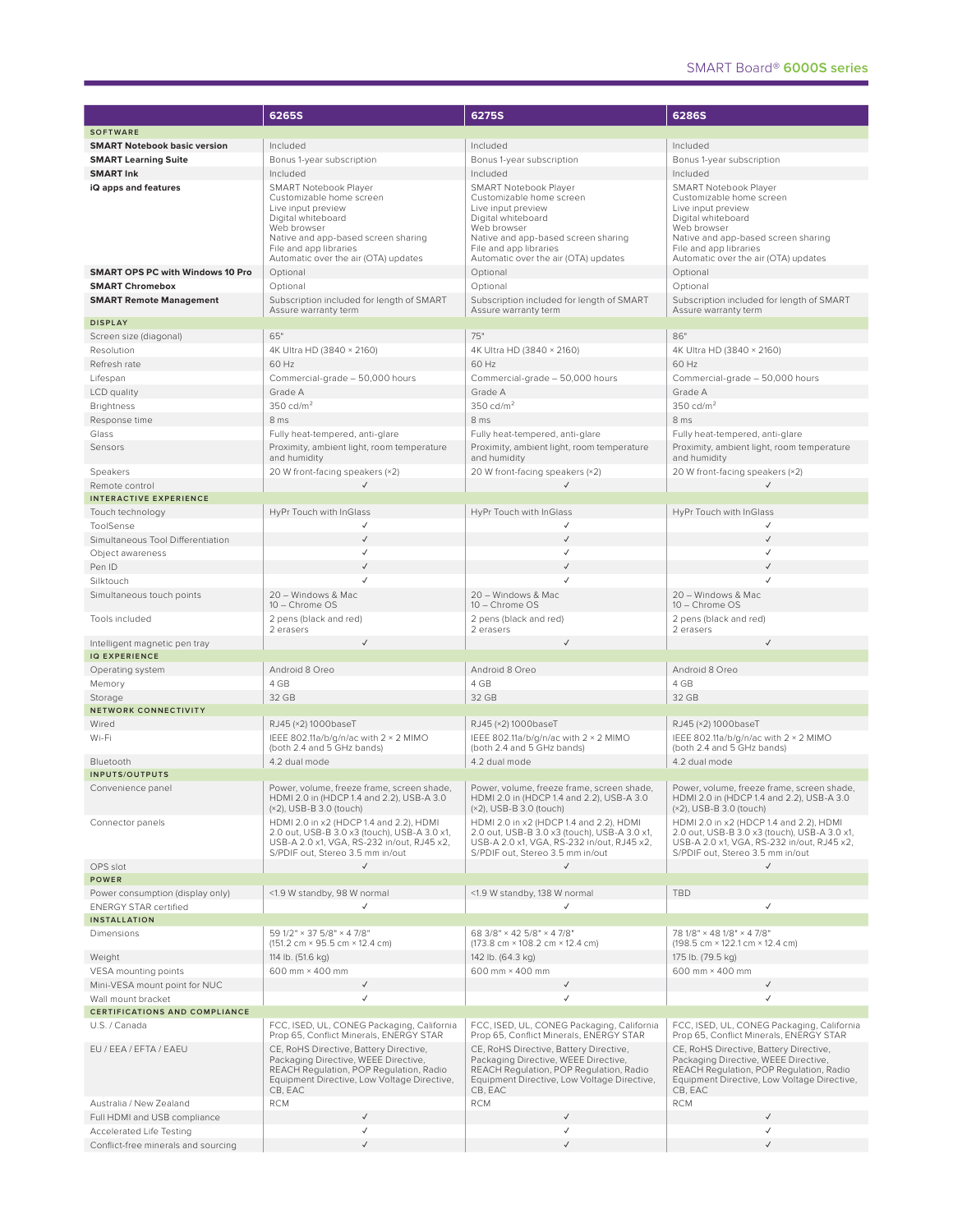| | 6265S | 6275S | 6286S |
|---|---|---|---|
| **SOFTWARE** | | | |
| **SMART Notebook basic version** | Included | Included | Included |
| **SMART Learning Suite** | Bonus 1-year subscription | Bonus 1-year subscription | Bonus 1-year subscription |
| **SMART Ink** | Included | Included | Included |
| **iQ apps and features** | SMART Notebook Player<br>Customizable home screen<br>Live input preview<br>Digital whiteboard<br>Web browser<br>Native and app-based screen sharing<br>File and app libraries<br>Automatic over the air (OTA) updates | SMART Notebook Player<br>Customizable home screen<br>Live input preview<br>Digital whiteboard<br>Web browser<br>Native and app-based screen sharing<br>File and app libraries<br>Automatic over the air (OTA) updates | SMART Notebook Player<br>Customizable home screen<br>Live input preview<br>Digital whiteboard<br>Web browser<br>Native and app-based screen sharing<br>File and app libraries<br>Automatic over the air (OTA) updates |
| **SMART OPS PC with Windows 10 Pro** | Optional | Optional | Optional |
| **SMART Chromebox** | Optional | Optional | Optional |
| **SMART Remote Management** | Subscription included for length of SMART Assure warranty term | Subscription included for length of SMART Assure warranty term | Subscription included for length of SMART Assure warranty term |
| **DISPLAY** | | | |
| Screen size (diagonal) | 65" | 75" | 86" |
| Resolution | 4K Ultra HD (3840 × 2160) | 4K Ultra HD (3840 × 2160) | 4K Ultra HD (3840 × 2160) |
| Refresh rate | 60 Hz | 60 Hz | 60 Hz |
| Lifespan | Commercial-grade – 50,000 hours | Commercial-grade – 50,000 hours | Commercial-grade – 50,000 hours |
| LCD quality | Grade A | Grade A | Grade A |
| Brightness | 350 cd/m$^2$ | 350 cd/m$^2$ | 350 cd/m$^2$ |
| Response time | 8 ms | 8 ms | 8 ms |
| Glass | Fully heat-tempered, anti-glare | Fully heat-tempered, anti-glare | Fully heat-tempered, anti-glare |
| Sensors | Proximity, ambient light, room temperature and humidity | Proximity, ambient light, room temperature and humidity | Proximity, ambient light, room temperature and humidity |
| Speakers | 20 W front-facing speakers (×2) | 20 W front-facing speakers (×2) | 20 W front-facing speakers (×2) |
| Remote control | ✓ | ✓ | ✓ |
| **INTERACTIVE EXPERIENCE** | | | |
| Touch technology | HyPr Touch with InGlass | HyPr Touch with InGlass | HyPr Touch with InGlass |
| ToolSense | ✓ | ✓ | ✓ |
| Simultaneous Tool Differentiation | ✓ | ✓ | ✓ |
| Object awareness | ✓ | ✓ | ✓ |
| Pen ID | ✓ | ✓ | ✓ |
| Silktouch | ✓ | ✓ | ✓ |
| Simultaneous touch points | 20 – Windows & Mac<br>10 – Chrome OS | 20 – Windows & Mac<br>10 – Chrome OS | 20 – Windows & Mac<br>10 – Chrome OS |
| Tools included | 2 pens (black and red)<br>2 erasers | 2 pens (black and red)<br>2 erasers | 2 pens (black and red)<br>2 erasers |
| Intelligent magnetic pen tray | ✓ | ✓ | ✓ |
| **IQ EXPERIENCE** | | | |
| Operating system | Android 8 Oreo | Android 8 Oreo | Android 8 Oreo |
| Memory | 4 GB | 4 GB | 4 GB |
| Storage | 32 GB | 32 GB | 32 GB |
| **NETWORK CONNECTIVITY** | | | |
| Wired | RJ45 (×2) 1000baseT | RJ45 (×2) 1000baseT | RJ45 (×2) 1000baseT |
| Wi-Fi | IEEE 802.11a/b/g/n/ac with 2 × 2 MIMO (both 2.4 and 5 GHz bands) | IEEE 802.11a/b/g/n/ac with 2 × 2 MIMO (both 2.4 and 5 GHz bands) | IEEE 802.11a/b/g/n/ac with 2 × 2 MIMO (both 2.4 and 5 GHz bands) |
| Bluetooth | 4.2 dual mode | 4.2 dual mode | 4.2 dual mode |
| **INPUTS/OUTPUTS** | | | |
| Convenience panel | Power, volume, freeze frame, screen shade, HDMI 2.0 in (HDCP 1.4 and 2.2), USB-A 3.0 (×2), USB-B 3.0 (touch) | Power, volume, freeze frame, screen shade, HDMI 2.0 in (HDCP 1.4 and 2.2), USB-A 3.0 (×2), USB-B 3.0 (touch) | Power, volume, freeze frame, screen shade, HDMI 2.0 in (HDCP 1.4 and 2.2), USB-A 3.0 (×2), USB-B 3.0 (touch) |
| Connector panels | HDMI 2.0 in x2 (HDCP 1.4 and 2.2), HDMI 2.0 out, USB-B 3.0 x3 (touch), USB-A 3.0 x1, USB-A 2.0 x1, VGA, RS-232 in/out, RJ45 x2, S/PDIF out, Stereo 3.5 mm in/out | HDMI 2.0 in x2 (HDCP 1.4 and 2.2), HDMI 2.0 out, USB-B 3.0 x3 (touch), USB-A 3.0 x1, USB-A 2.0 x1, VGA, RS-232 in/out, RJ45 x2, S/PDIF out, Stereo 3.5 mm in/out | HDMI 2.0 in x2 (HDCP 1.4 and 2.2), HDMI 2.0 out, USB-B 3.0 x3 (touch), USB-A 3.0 x1, USB-A 2.0 x1, VGA, RS-232 in/out, RJ45 x2, S/PDIF out, Stereo 3.5 mm in/out |
| OPS slot | ✓ | ✓ | ✓ |
| **POWER** | | | |
| Power consumption (display only) | <1.9 W standby, 98 W normal | <1.9 W standby, 138 W normal | TBD |
| ENERGY STAR certified | ✓ | ✓ | ✓ |
| **INSTALLATION** | | | |
| Dimensions | 59 1/2" × 37 5/8" × 4 7/8"<br>(151.2 cm × 95.5 cm × 12.4 cm) | 68 3/8" × 42 5/8" × 4 7/8"<br>(173.8 cm × 108.2 cm × 12.4 cm) | 78 1/8" × 48 1/8" × 4 7/8"<br>(198.5 cm × 122.1 cm × 12.4 cm) |
| Weight | 114 lb. (51.6 kg) | 142 lb. (64.3 kg) | 175 lb. (79.5 kg) |
| VESA mounting points | 600 mm × 400 mm | 600 mm × 400 mm | 600 mm × 400 mm |
| Mini-VESA mount point for NUC | ✓ | ✓ | ✓ |
| Wall mount bracket | ✓ | ✓ | ✓ |
| **CERTIFICATIONS AND COMPLIANCE** | | | |
| U.S. / Canada | FCC, ISED, UL, CONEG Packaging, California Prop 65, Conflict Minerals, ENERGY STAR | FCC, ISED, UL, CONEG Packaging, California Prop 65, Conflict Minerals, ENERGY STAR | FCC, ISED, UL, CONEG Packaging, California Prop 65, Conflict Minerals, ENERGY STAR |
| EU / EEA / EFTA / EAEU | CE, RoHS Directive, Battery Directive, Packaging Directive, WEEE Directive, REACH Regulation, POP Regulation, Radio Equipment Directive, Low Voltage Directive, CB, EAC | CE, RoHS Directive, Battery Directive, Packaging Directive, WEEE Directive, REACH Regulation, POP Regulation, Radio Equipment Directive, Low Voltage Directive, CB, EAC | CE, RoHS Directive, Battery Directive, Packaging Directive, WEEE Directive, REACH Regulation, POP Regulation, Radio Equipment Directive, Low Voltage Directive, CB, EAC |
| Australia / New Zealand | RCM | RCM | RCM |
| Full HDMI and USB compliance | ✓ | ✓ | ✓ |
| Accelerated Life Testing | ✓ | ✓ | ✓ |
| Conflict-free minerals and sourcing | ✓ | ✓ | ✓ |